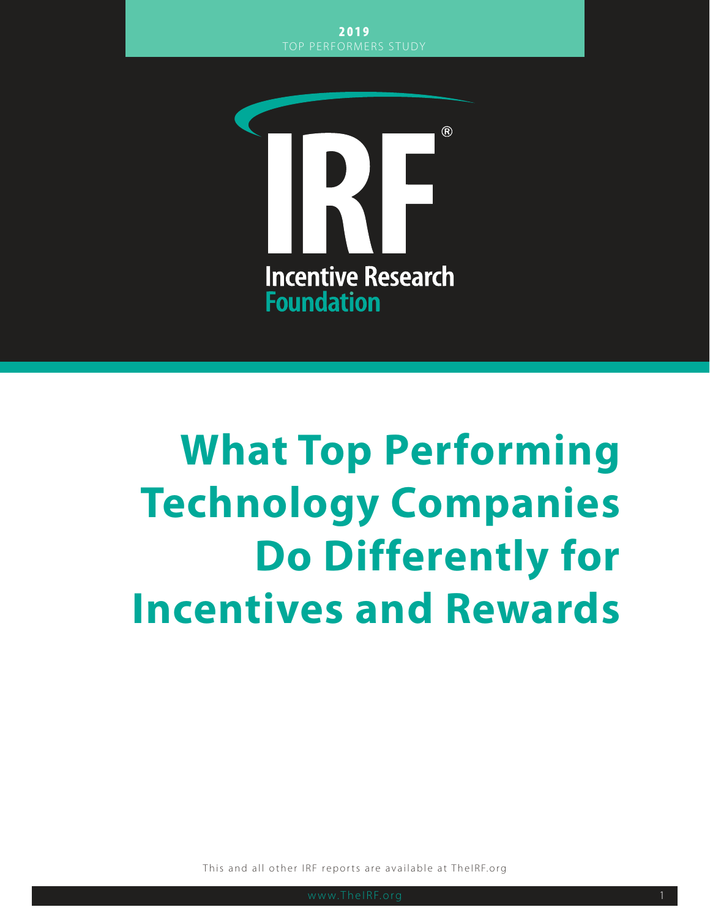**2019**
TOP PERFORMERS STUDY

Incentive Research Foundation

# What Top Performing Technology Companies Do Differently for Incentives and Rewards

This and all other IRF reports are available at TheIRF.org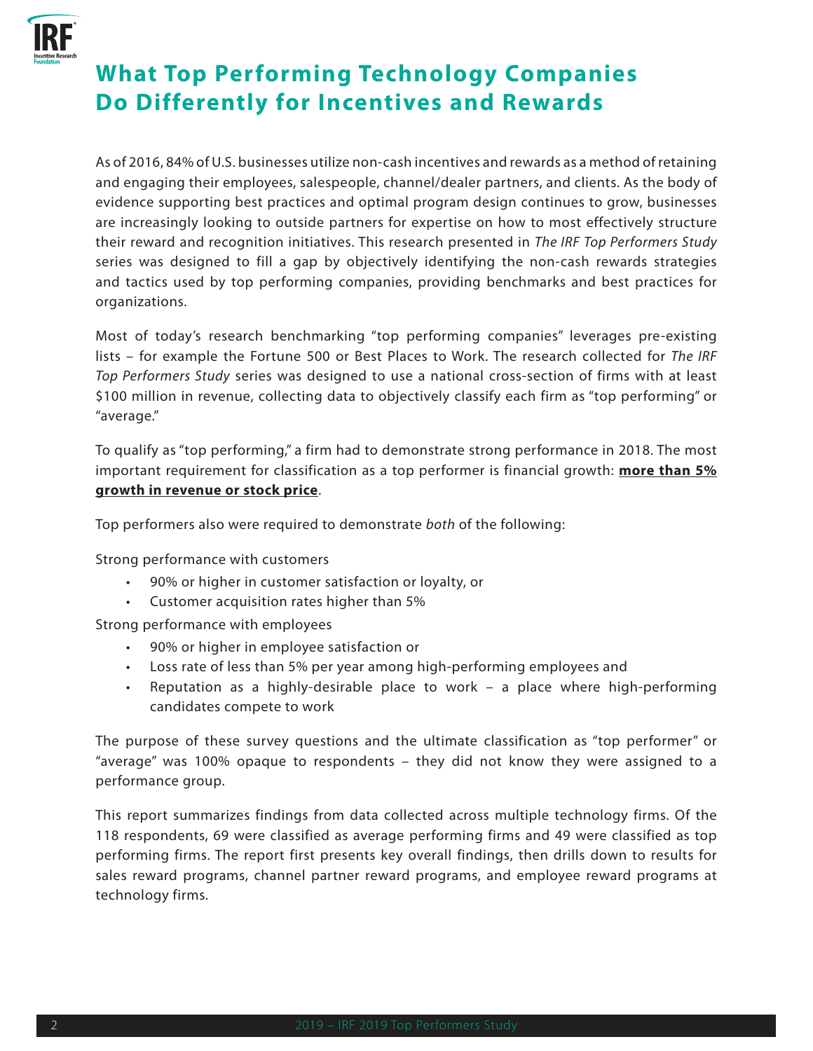# What Top Performing Technology Companies Do Differently for Incentives and Rewards

As of 2016, 84% of U.S. businesses utilize non-cash incentives and rewards as a method of retaining and engaging their employees, salespeople, channel/dealer partners, and clients. As the body of evidence supporting best practices and optimal program design continues to grow, businesses are increasingly looking to outside partners for expertise on how to most effectively structure their reward and recognition initiatives. This research presented in *The IRF Top Performers Study* series was designed to fill a gap by objectively identifying the non-cash rewards strategies and tactics used by top performing companies, providing benchmarks and best practices for organizations.

Most of today's research benchmarking "top performing companies" leverages pre-existing lists – for example the Fortune 500 or Best Places to Work. The research collected for *The IRF Top Performers Study* series was designed to use a national cross-section of firms with at least $100 million in revenue, collecting data to objectively classify each firm as "top performing" or "average."

To qualify as "top performing," a firm had to demonstrate strong performance in 2018. The most important requirement for classification as a top performer is financial growth: <u>**more than 5% growth in revenue or stock price**</u>.

Top performers also were required to demonstrate *both* of the following:

Strong performance with customers

- 90% or higher in customer satisfaction or loyalty, or
- Customer acquisition rates higher than 5%

Strong performance with employees

- 90% or higher in employee satisfaction or
- Loss rate of less than 5% per year among high-performing employees and
- Reputation as a highly-desirable place to work – a place where high-performing candidates compete to work

The purpose of these survey questions and the ultimate classification as "top performer" or "average" was 100% opaque to respondents – they did not know they were assigned to a performance group.

This report summarizes findings from data collected across multiple technology firms. Of the 118 respondents, 69 were classified as average performing firms and 49 were classified as top performing firms. The report first presents key overall findings, then drills down to results for sales reward programs, channel partner reward programs, and employee reward programs at technology firms.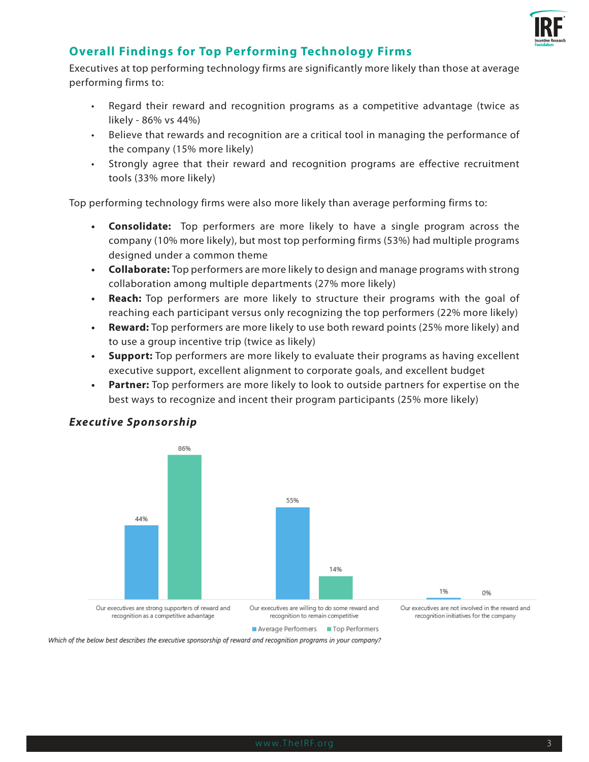## Overall Findings for Top Performing Technology Firms

Executives at top performing technology firms are significantly more likely than those at average performing firms to:

- Regard their reward and recognition programs as a competitive advantage (twice as likely - 86% vs 44%)
- Believe that rewards and recognition are a critical tool in managing the performance of the company (15% more likely)
- Strongly agree that their reward and recognition programs are effective recruitment tools (33% more likely)

Top performing technology firms were also more likely than average performing firms to:

- **Consolidate:** Top performers are more likely to have a single program across the company (10% more likely), but most top performing firms (53%) had multiple programs designed under a common theme
- **Collaborate:** Top performers are more likely to design and manage programs with strong collaboration among multiple departments (27% more likely)
- **Reach:** Top performers are more likely to structure their programs with the goal of reaching each participant versus only recognizing the top performers (22% more likely)
- **Reward:** Top performers are more likely to use both reward points (25% more likely) and to use a group incentive trip (twice as likely)
- **Support:** Top performers are more likely to evaluate their programs as having excellent executive support, excellent alignment to corporate goals, and excellent budget
- **Partner:** Top performers are more likely to look to outside partners for expertise on the best ways to recognize and incent their program participants (25% more likely)

### *Executive Sponsorship*

| | Average Performers | Top Performers |
|---|---|---|
| Our executives are strong supporters of reward and recognition as a competitive advantage | 44% | 86% |
| Our executives are willing to do some reward and recognition to remain competitive | 55% | 14% |
| Our executives are not involved in the reward and recognition initiatives for the company | 1% | 0% |

*Which of the below best describes the executive sponsorship of reward and recognition programs in your company?*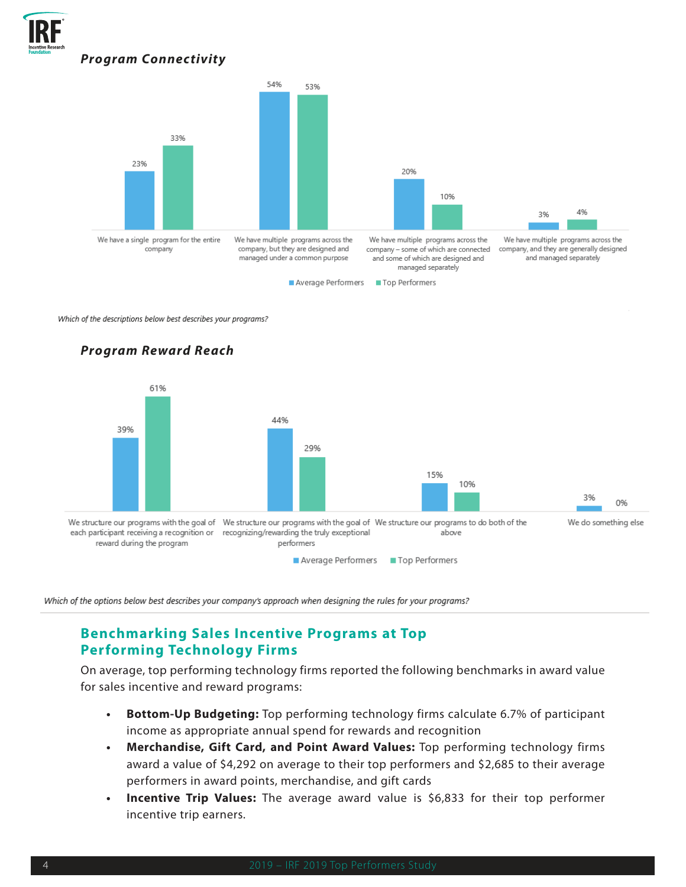### *Program Connectivity*

| | Average Performers | Top Performers |
|---|---|---|
| We have a single program for the entire company | 23% | 33% |
| We have multiple programs across the company, but they are designed and managed under a common purpose | 54% | 53% |
| We have multiple programs across the company – some of which are connected and some of which are designed and managed separately | 20% | 10% |
| We have multiple programs across the company, and they are generally designed and managed separately | 3% | 4% |

*Which of the descriptions below best describes your programs?*

### *Program Reward Reach*

| | Average Performers | Top Performers |
|---|---|---|
| We structure our programs with the goal of each participant receiving a recognition or reward during the program | 39% | 61% |
| We structure our programs with the goal of recognizing/rewarding the truly exceptional performers | 44% | 29% |
| We structure our programs to do both of the above | 15% | 10% |
| We do something else | 3% | 0% |

*Which of the options below best describes your company's approach when designing the rules for your programs?*

## Benchmarking Sales Incentive Programs at Top Performing Technology Firms

On average, top performing technology firms reported the following benchmarks in award value for sales incentive and reward programs:

- **Bottom-Up Budgeting:** Top performing technology firms calculate 6.7% of participant income as appropriate annual spend for rewards and recognition
- **Merchandise, Gift Card, and Point Award Values:** Top performing technology firms award a value of $4,292 on average to their top performers and $2,685 to their average performers in award points, merchandise, and gift cards
- **Incentive Trip Values:** The average award value is $6,833 for their top performer incentive trip earners.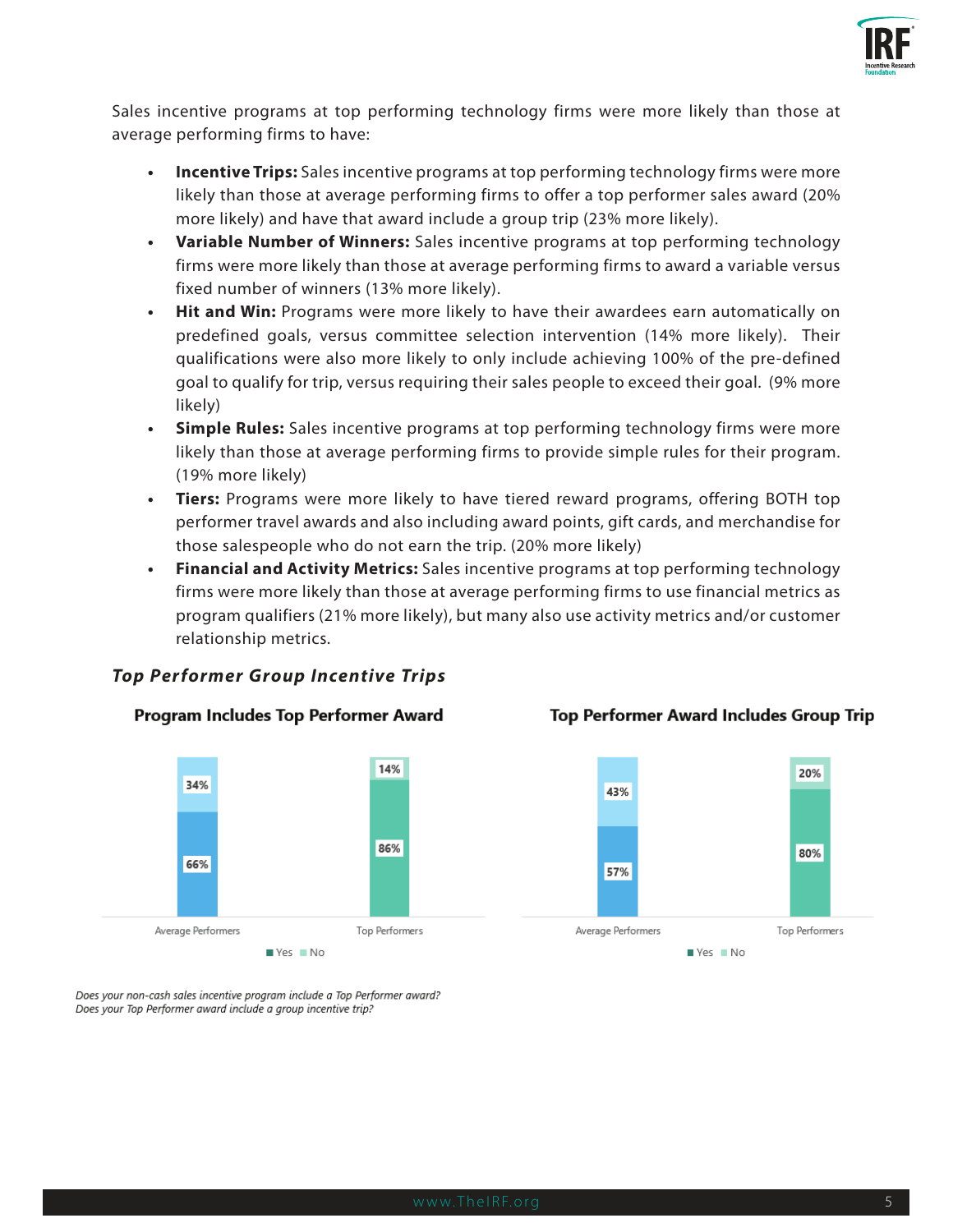Sales incentive programs at top performing technology firms were more likely than those at average performing firms to have:

- **Incentive Trips:** Sales incentive programs at top performing technology firms were more likely than those at average performing firms to offer a top performer sales award (20% more likely) and have that award include a group trip (23% more likely).
- **Variable Number of Winners:** Sales incentive programs at top performing technology firms were more likely than those at average performing firms to award a variable versus fixed number of winners (13% more likely).
- **Hit and Win:** Programs were more likely to have their awardees earn automatically on predefined goals, versus committee selection intervention (14% more likely). Their qualifications were also more likely to only include achieving 100% of the pre-defined goal to qualify for trip, versus requiring their sales people to exceed their goal. (9% more likely)
- **Simple Rules:** Sales incentive programs at top performing technology firms were more likely than those at average performing firms to provide simple rules for their program. (19% more likely)
- **Tiers:** Programs were more likely to have tiered reward programs, offering BOTH top performer travel awards and also including award points, gift cards, and merchandise for those salespeople who do not earn the trip. (20% more likely)
- **Financial and Activity Metrics:** Sales incentive programs at top performing technology firms were more likely than those at average performing firms to use financial metrics as program qualifiers (21% more likely), but many also use activity metrics and/or customer relationship metrics.

### *Top Performer Group Incentive Trips*

**Program Includes Top Performer Award**

| | Yes | No |
|---|---|---|
| Average Performers | 66% | 34% |
| Top Performers | 86% | 14% |

**Top Performer Award Includes Group Trip**

| | Yes | No |
|---|---|---|
| Average Performers | 57% | 43% |
| Top Performers | 80% | 20% |

*Does your non-cash sales incentive program include a Top Performer award?*
*Does your Top Performer award include a group incentive trip?*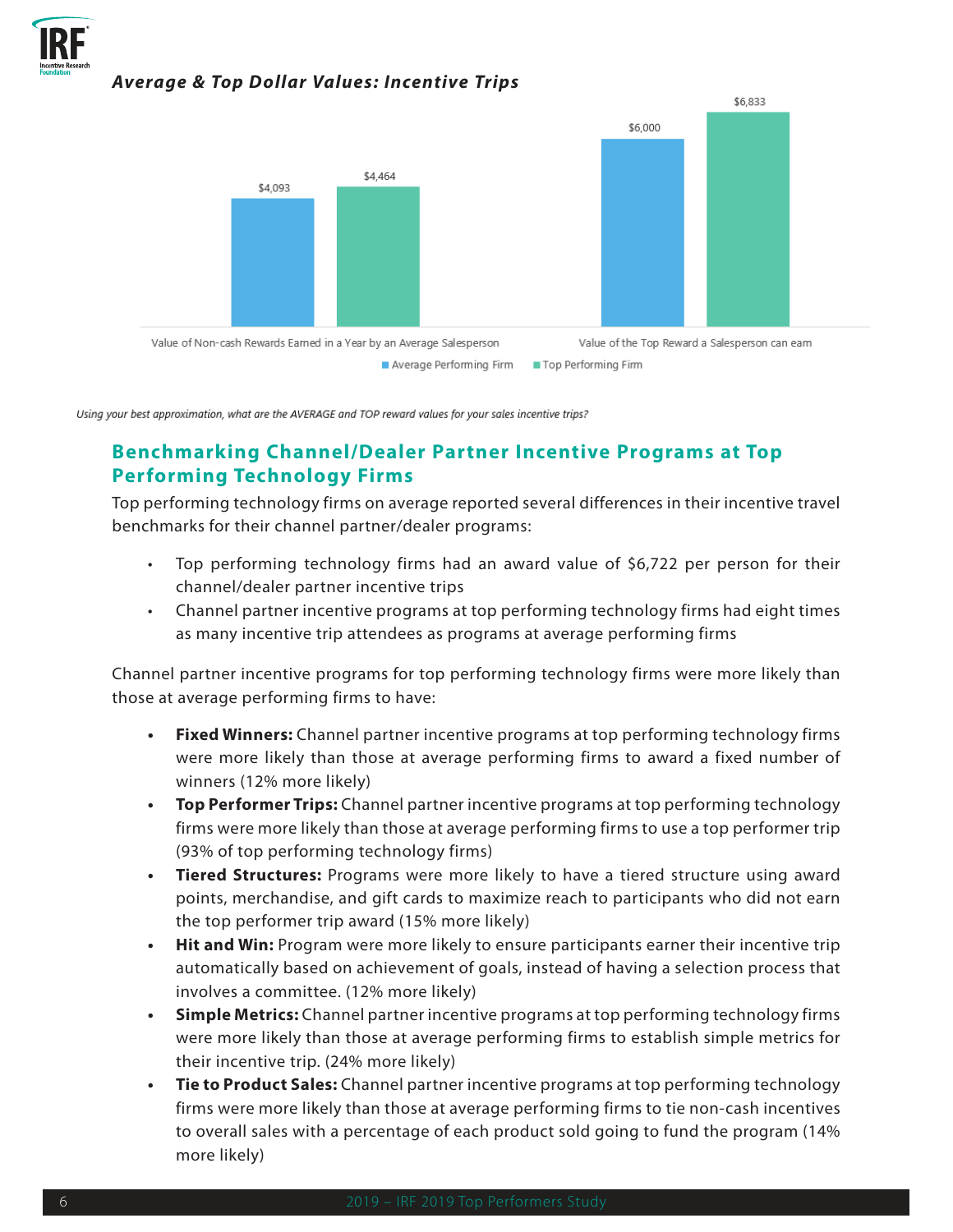### *Average & Top Dollar Values: Incentive Trips*

| | Average Performing Firm | Top Performing Firm |
| --- | --- | --- |
| Value of Non-cash Rewards Earned in a Year by an Average Salesperson | $4,093 | $4,464 |
| Value of the Top Reward a Salesperson can earn | $6,000 | $6,833 |

*Using your best approximation, what are the AVERAGE and TOP reward values for your sales incentive trips?*

## Benchmarking Channel/Dealer Partner Incentive Programs at Top Performing Technology Firms

Top performing technology firms on average reported several differences in their incentive travel benchmarks for their channel partner/dealer programs:

- Top performing technology firms had an award value of $6,722 per person for their channel/dealer partner incentive trips
- Channel partner incentive programs at top performing technology firms had eight times as many incentive trip attendees as programs at average performing firms

Channel partner incentive programs for top performing technology firms were more likely than those at average performing firms to have:

- **Fixed Winners:** Channel partner incentive programs at top performing technology firms were more likely than those at average performing firms to award a fixed number of winners (12% more likely)
- **Top Performer Trips:** Channel partner incentive programs at top performing technology firms were more likely than those at average performing firms to use a top performer trip (93% of top performing technology firms)
- **Tiered Structures:** Programs were more likely to have a tiered structure using award points, merchandise, and gift cards to maximize reach to participants who did not earn the top performer trip award (15% more likely)
- **Hit and Win:** Program were more likely to ensure participants earner their incentive trip automatically based on achievement of goals, instead of having a selection process that involves a committee. (12% more likely)
- **Simple Metrics:** Channel partner incentive programs at top performing technology firms were more likely than those at average performing firms to establish simple metrics for their incentive trip. (24% more likely)
- **Tie to Product Sales:** Channel partner incentive programs at top performing technology firms were more likely than those at average performing firms to tie non-cash incentives to overall sales with a percentage of each product sold going to fund the program (14% more likely)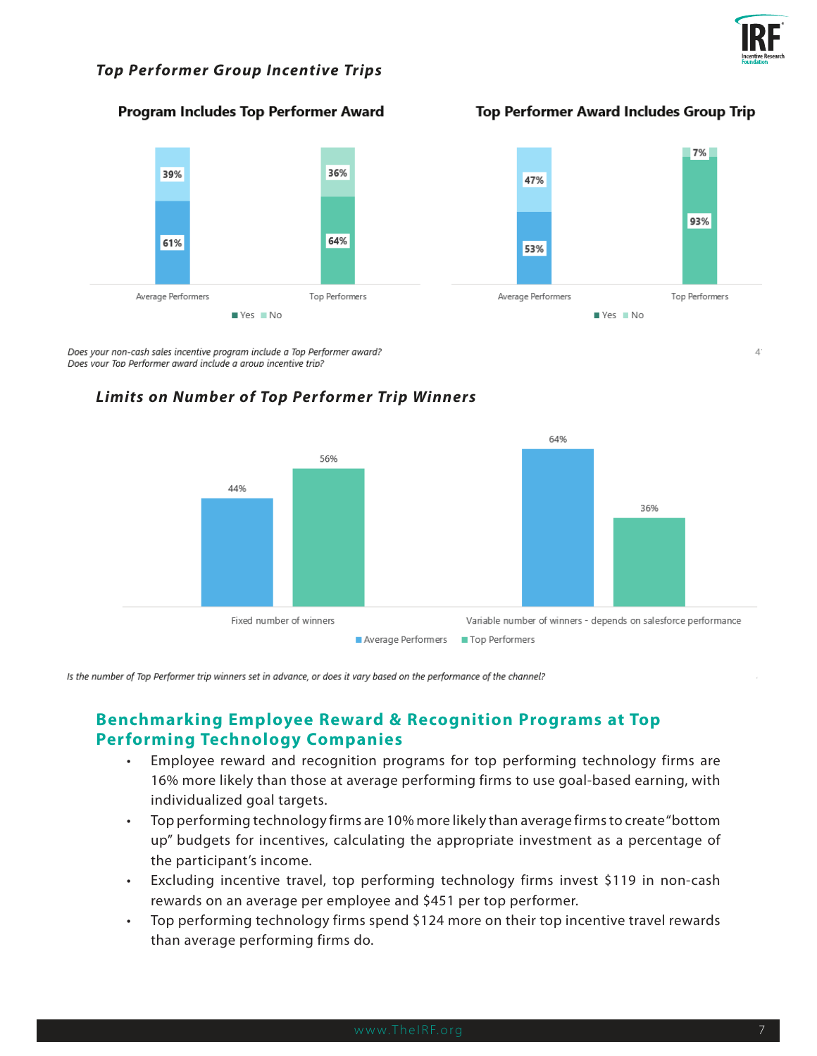### *Top Performer Group Incentive Trips*

**Program Includes Top Performer Award**

| | Yes | No |
|---|---|---|
| Average Performers | 61% | 39% |
| Top Performers | 64% | 36% |

**Top Performer Award Includes Group Trip**

| | Yes | No |
|---|---|---|
| Average Performers | 53% | 47% |
| Top Performers | 93% | 7% |

*Does your non-cash sales incentive program include a Top Performer award?*
*Does your Top Performer award include a group incentive trip?*

### *Limits on Number of Top Performer Trip Winners*

| | Average Performers | Top Performers |
|---|---|---|
| Fixed number of winners | 44% | 56% |
| Variable number of winners - depends on salesforce performance | 64% | 36% |

*Is the number of Top Performer trip winners set in advance, or does it vary based on the performance of the channel?*

## Benchmarking Employee Reward & Recognition Programs at Top Performing Technology Companies

- Employee reward and recognition programs for top performing technology firms are 16% more likely than those at average performing firms to use goal-based earning, with individualized goal targets.
- Top performing technology firms are 10% more likely than average firms to create "bottom up" budgets for incentives, calculating the appropriate investment as a percentage of the participant's income.
- Excluding incentive travel, top performing technology firms invest $119 in non-cash rewards on an average per employee and $451 per top performer.
- Top performing technology firms spend $124 more on their top incentive travel rewards than average performing firms do.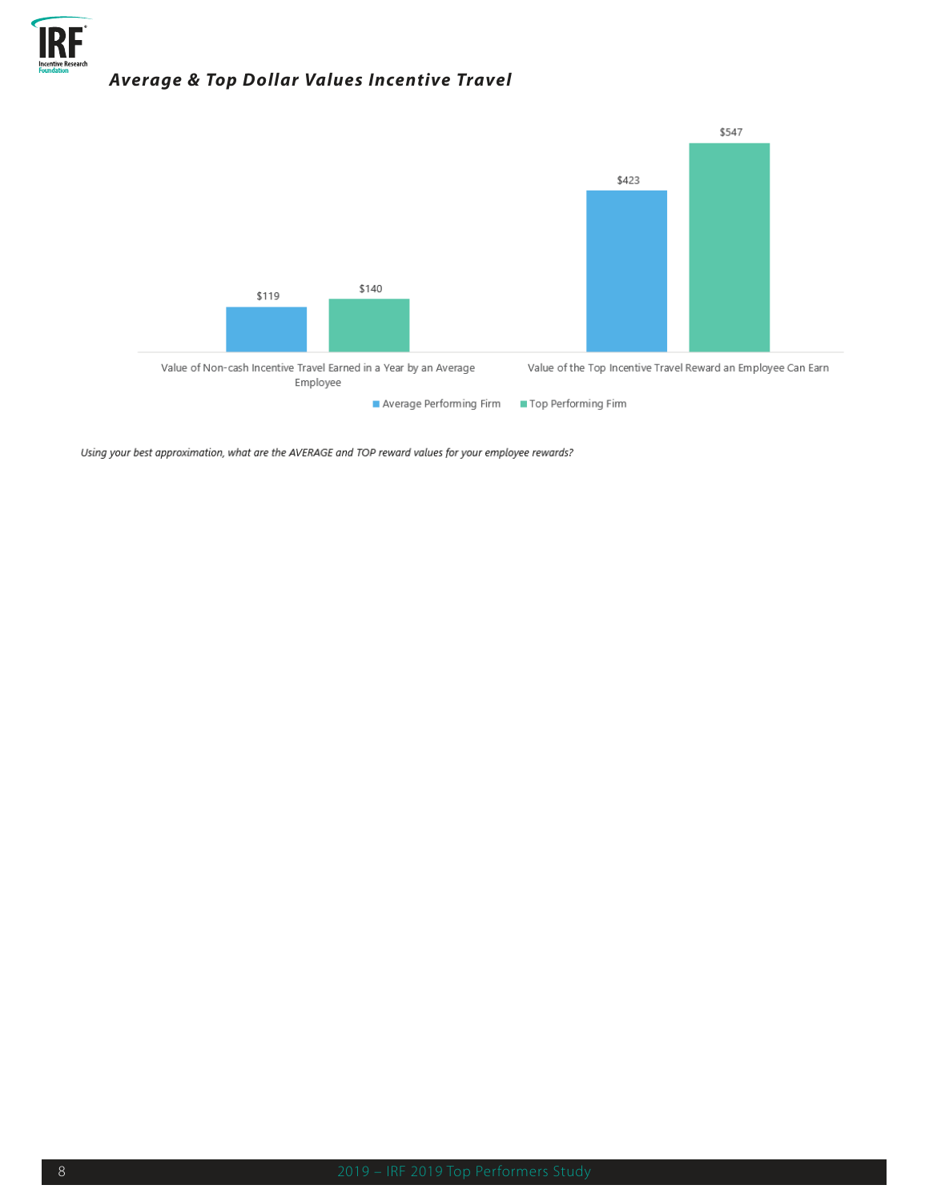### *Average & Top Dollar Values Incentive Travel*

$119
$140
$423
$547

Value of Non-cash Incentive Travel Earned in a Year by an Average Employee

Value of the Top Incentive Travel Reward an Employee Can Earn

Average Performing Firm
Top Performing Firm

*Using your best approximation, what are the AVERAGE and TOP reward values for your employee rewards?*